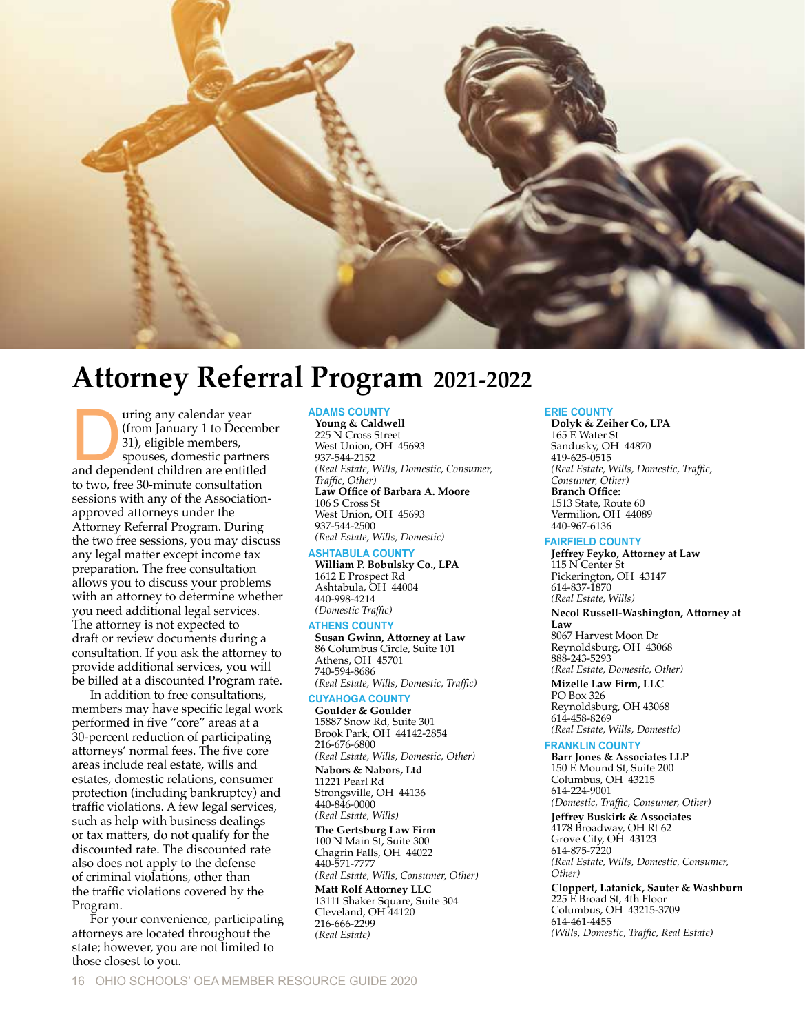# Attorney Referral Program 2021-2022

During any calendar year (from January 1 to December 31), eligible members, spouses, domestic partners and dependent children are entitled to two, free 30-minute consultation sessions with any of the Association-approved attorneys under the Attorney Referral Program. During the two free sessions, you may discuss any legal matter except income tax preparation. The free consultation allows you to discuss your problems with an attorney to determine whether you need additional legal services. The attorney is not expected to draft or review documents during a consultation. If you ask the attorney to provide additional services, you will be billed at a discounted Program rate.

In addition to free consultations, members may have specific legal work performed in five "core" areas at a 30-percent reduction of participating attorneys' normal fees. The five core areas include real estate, wills and estates, domestic relations, consumer protection (including bankruptcy) and traffic violations. A few legal services, such as help with business dealings or tax matters, do not qualify for the discounted rate. The discounted rate also does not apply to the defense of criminal violations, other than the traffic violations covered by the Program.

For your convenience, participating attorneys are located throughout the state; however, you are not limited to those closest to you.

### ADAMS COUNTY

**Young & Caldwell**
225 N Cross Street
West Union, OH 45693
937-544-2152
*(Real Estate, Wills, Domestic, Consumer, Traffic, Other)*

**Law Office of Barbara A. Moore**
106 S Cross St
West Union, OH 45693
937-544-2500
*(Real Estate, Wills, Domestic)*

### ASHTABULA COUNTY

**William P. Bobulsky Co., LPA**
1612 E Prospect Rd
Ashtabula, OH 44004
440-998-4214
*(Domestic Traffic)*

### ATHENS COUNTY

**Susan Gwinn, Attorney at Law**
86 Columbus Circle, Suite 101
Athens, OH 45701
740-594-8686
*(Real Estate, Wills, Domestic, Traffic)*

### CUYAHOGA COUNTY

**Goulder & Goulder**
15887 Snow Rd, Suite 301
Brook Park, OH 44142-2854
216-676-6800
*(Real Estate, Wills, Domestic, Other)*

**Nabors & Nabors, Ltd**
11221 Pearl Rd
Strongsville, OH 44136
440-846-0000
*(Real Estate, Wills)*

**The Gertsburg Law Firm**
100 N Main St, Suite 300
Chagrin Falls, OH 44022
440-571-7777
*(Real Estate, Wills, Consumer, Other)*

**Matt Rolf Attorney LLC**
13111 Shaker Square, Suite 304
Cleveland, OH 44120
216-666-2299
*(Real Estate)*

### ERIE COUNTY

**Dolyk & Zeiher Co, LPA**
165 E Water St
Sandusky, OH 44870
419-625-0515
*(Real Estate, Wills, Domestic, Traffic, Consumer, Other)*

**Branch Office:**
1513 State, Route 60
Vermilion, OH 44089
440-967-6136

### FAIRFIELD COUNTY

**Jeffrey Feyko, Attorney at Law**
115 N Center St
Pickerington, OH 43147
614-837-1870
*(Real Estate, Wills)*

**Necol Russell-Washington, Attorney at Law**
8067 Harvest Moon Dr
Reynoldsburg, OH 43068
888-243-5293
*(Real Estate, Domestic, Other)*

**Mizelle Law Firm, LLC**
PO Box 326
Reynoldsburg, OH 43068
614-458-8269
*(Real Estate, Wills, Domestic)*

### FRANKLIN COUNTY

**Barr Jones & Associates LLP**
150 E Mound St, Suite 200
Columbus, OH 43215
614-224-9001
*(Domestic, Traffic, Consumer, Other)*

**Jeffrey Buskirk & Associates**
4178 Broadway, OH Rt 62
Grove City, OH 43123
614-875-7220
*(Real Estate, Wills, Domestic, Consumer, Other)*

**Cloppert, Latanick, Sauter & Washburn**
225 E Broad St, 4th Floor
Columbus, OH 43215-3709
614-461-4455
*(Wills, Domestic, Traffic, Real Estate)*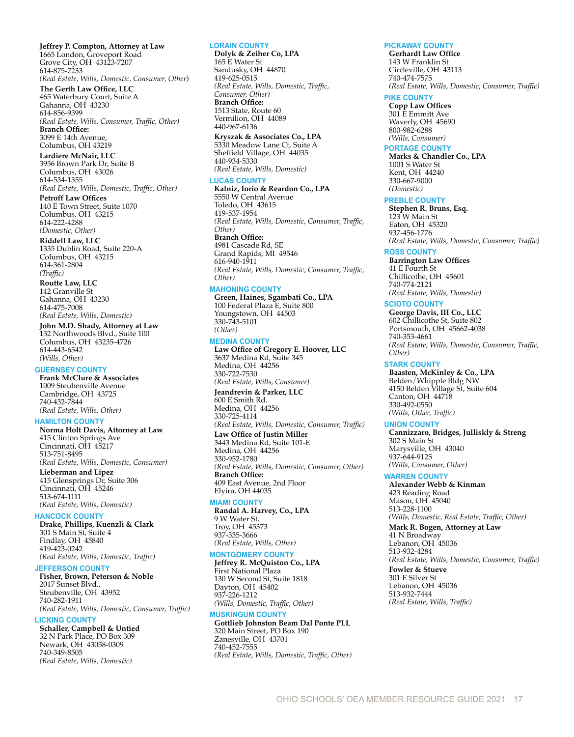**Jeffrey P. Compton, Attorney at Law**
1665 London, Groveport Road
Grove City, OH 43123-7207
614-875-7233
*(Real Estate, Wills, Domestic, Consumer, Other)*

**The Gerth Law Office, LLC**
465 Waterbury Court, Suite A
Gahanna, OH 43230
614-856-9399
*(Real Estate, Wills, Consumer, Traffic, Other)*
**Branch Office:**
3099 E 14th Avenue,
Columbus, OH 43219

**Lardiere McNair, LLC**
3956 Brown Park Dr, Suite B
Columbus, OH 43026
614-534-1355
*(Real Estate, Wills, Domestic, Traffic, Other)*

**Petroff Law Offices**
140 E Town Street, Suite 1070
Columbus, OH 43215
614-222-4288
*(Domestic, Other)*

**Riddell Law, LLC**
1335 Dublin Road, Suite 220-A
Columbus, OH 43215
614-361-2804
*(Traffic)*

**Routte Law, LLC**
142 Granville St
Gahanna, OH 43230
614-475-7008
*(Real Estate, Wills, Domestic)*

**John M.D. Shady, Attorney at Law**
132 Northwoods Blvd., Suite 100
Columbus, OH 43235-4726
614-443-6542
*(Wills, Other)*

## GUERNSEY COUNTY

**Frank McClure & Associates**
1009 Steubenville Avenue
Cambridge, OH 43725
740-432-7844
*(Real Estate, Wills, Other)*

## HAMILTON COUNTY

**Norma Holt Davis, Attorney at Law**
415 Clinton Springs Ave
Cincinnati, OH 45217
513-751-8495
*(Real Estate, Wills, Domestic, Consumer)*

**Lieberman and Lipez**
415 Glensprings Dr, Suite 306
Cincinnati, OH 45246
513-674-1111
*(Real Estate, Wills, Domestic)*

## HANCOCK COUNTY

**Drake, Phillips, Kuenzli & Clark**
301 S Main St, Suite 4
Findlay, OH 45840
419-423-0242
*(Real Estate, Wills, Domestic, Traffic)*

## JEFFERSON COUNTY

**Fisher, Brown, Peterson & Noble**
2017 Sunset Blvd.,
Steubenville, OH 43952
740-282-1911
*(Real Estate, Wills, Domestic, Consumer, Traffic)*

## LICKING COUNTY

**Schaller, Campbell & Untied**
32 N Park Place, PO Box 309
Newark, OH 43058-0309
740-349-8505
*(Real Estate, Wills, Domestic)*

## LORAIN COUNTY

**Dolyk & Zeiher Co, LPA**
165 E Water St
Sandusky, OH 44870
419-625-0515
*(Real Estate, Wills, Domestic, Traffic, Consumer, Other)*
**Branch Office:**
1513 State, Route 60
Vermilion, OH 44089
440-967-6136

**Kryszak & Associates Co., LPA**
5330 Meadow Lane Ct, Suite A
Sheffield Village, OH 44035
440-934-5330
*(Real Estate, Wills, Domestic)*

## LUCAS COUNTY

**Kalniz, Iorio & Reardon Co., LPA**
5550 W Central Avenue
Toledo, OH 43615
419-537-1954
*(Real Estate, Wills, Domestic, Consumer, Traffic, Other)*
**Branch Office:**
4981 Cascade Rd, SE
Grand Rapids, MI 49546
616-940-1911
*(Real Estate, Wills, Domestic, Consumer, Traffic, Other)*

## MAHONING COUNTY

**Green, Haines, Sgambati Co., LPA**
100 Federal Plaza E, Suite 800
Youngstown, OH 44503
330-743-5101
*(Other)*

## MEDINA COUNTY

**Law Office of Gregory E. Hoover, LLC**
3637 Medina Rd, Suite 345
Medina, OH 44256
330-722-7530
*(Real Estate, Wills, Consumer)*

**Jeandrevin & Parker, LLC**
600 E Smith Rd.
Medina, OH 44256
330-725-4114
*(Real Estate, Wills, Domestic, Consumer, Traffic)*

**Law Office of Justin Miller**
3443 Medina Rd, Suite 101-E
Medina, OH 44256
330-952-1780
*(Real Estate, Wills, Domestic, Consumer, Other)*
**Branch Office:**
409 East Avenue, 2nd Floor
Elyira, OH 44035

## MIAMI COUNTY

**Randal A. Harvey, Co., LPA**
9 W Water St.
Troy, OH 45373
937-335-3666
*(Real Estate, Wills, Other)*

## MONTGOMERY COUNTY

**Jeffrey R. McQuiston Co., LPA**
First National Plaza
130 W Second St, Suite 1818
Dayton, OH 45402
937-226-1212
*(Wills, Domestic, Traffic, Other)*

## MUSKINGUM COUNTY

**Gottlieb Johnston Beam Dal Ponte PLL**
320 Main Street, PO Box 190
Zanesville, OH 43701
740-452-7555
*(Real Estate, Wills, Domestic, Traffic, Other)*

## PICKAWAY COUNTY

**Gerhardt Law Office**
143 W Franklin St
Circleville, OH 43113
740-474-7575
*(Real Estate, Wills, Domestic, Consumer, Traffic)*

## PIKE COUNTY

**Copp Law Offices**
301 E Emmitt Ave
Waverly, OH 45690
800-982-6288
*(Wills, Consumer)*

## PORTAGE COUNTY

**Marks & Chandler Co., LPA**
1001 S Water St
Kent, OH 44240
330-667-9000
*(Domestic)*

## PREBLE COUNTY

**Stephen R. Bruns, Esq.**
123 W Main St
Eaton, OH 45320
937-456-1776
*(Real Estate, Wills, Domestic, Consumer, Traffic)*

## ROSS COUNTY

**Barrington Law Offices**
41 E Fourth St
Chillicothe, OH 45601
740-774-2121
*(Real Estate, Wills, Domestic)*

## SCIOTO COUNTY

**George Davis, III Co., LLC**
602 Chillicothe St, Suite 802
Portsmouth, OH 45662-4038
740-353-4661
*(Real Estate, Wills, Domestic, Consumer, Traffic, Other)*

## STARK COUNTY

**Baasten, McKinley & Co., LPA**
Belden/Whipple Bldg NW
4150 Belden Village St, Suite 604
Canton, OH 44718
330-492-0550
*(Wills, Other, Traffic)*

## UNION COUNTY

**Cannizzaro, Bridges, Jullisky & Streng**
302 S Main St
Marysville, OH 43040
937-644-9125
*(Wills, Consumer, Other)*

## WARREN COUNTY

**Alexander Webb & Kinman**
423 Reading Road
Mason, OH 45040
513-228-1100
*(Wills, Domestic, Real Estate, Traffic, Other)*

**Mark R. Bogen, Attorney at Law**
41 N Broadway
Lebanon, OH 45036
513-932-4284
*(Real Estate, Wills, Domestic, Consumer, Traffic)*

**Fowler & Stueve**
301 E Silver St
Lebanon, OH 45036
513-932-7444
*(Real Estate, Wills, Traffic)*